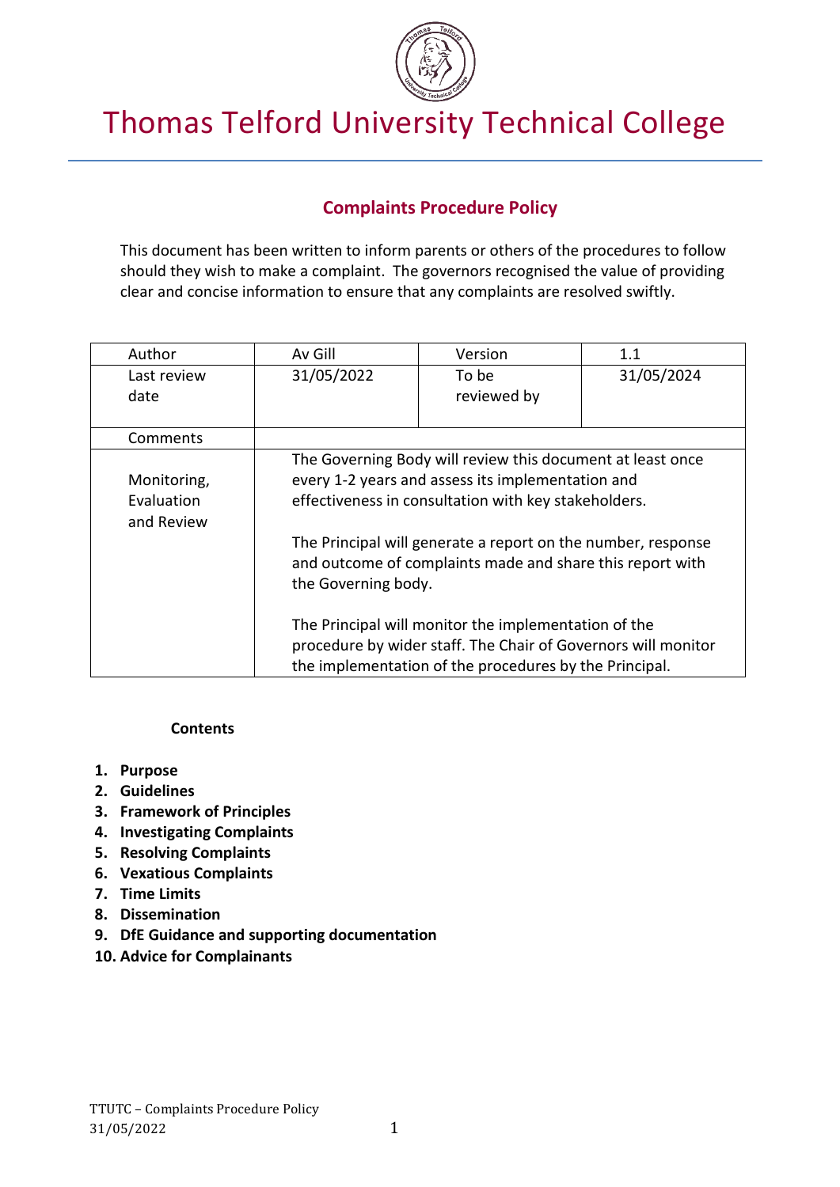# Thomas Telford University Technical College

## Complaints Procedure Policy

This document has been written to inform parents or others of the procedures to follow should they wish to make a complaint. The governors recognised the value of providing clear and concise information to ensure that any complaints are resolved swiftly.

| Author | Av Gill | Version | 1.1 |
|---|---|---|---|
| Last review date | 31/05/2022 | To be reviewed by | 31/05/2024 |
| Comments | | | |
| Monitoring, Evaluation and Review | The Governing Body will review this document at least once every 1-2 years and assess its implementation and effectiveness in consultation with key stakeholders.<br><br>The Principal will generate a report on the number, response and outcome of complaints made and share this report with the Governing body.<br><br>The Principal will monitor the implementation of the procedure by wider staff. The Chair of Governors will monitor the implementation of the procedures by the Principal. | | |

**Contents**

1. **Purpose**
2. **Guidelines**
3. **Framework of Principles**
4. **Investigating Complaints**
5. **Resolving Complaints**
6. **Vexatious Complaints**
7. **Time Limits**
8. **Dissemination**
9. **DfE Guidance and supporting documentation**
10. **Advice for Complainants**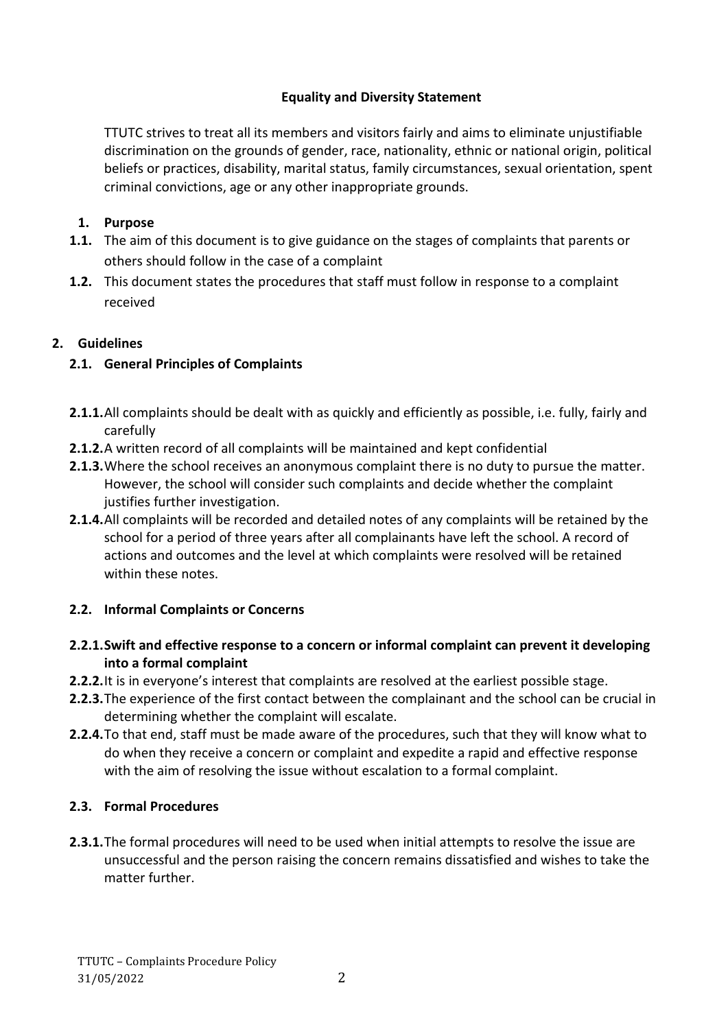**Equality and Diversity Statement**

TTUTC strives to treat all its members and visitors fairly and aims to eliminate unjustifiable discrimination on the grounds of gender, race, nationality, ethnic or national origin, political beliefs or practices, disability, marital status, family circumstances, sexual orientation, spent criminal convictions, age or any other inappropriate grounds.

**1. Purpose**

**1.1.** The aim of this document is to give guidance on the stages of complaints that parents or others should follow in the case of a complaint

**1.2.** This document states the procedures that staff must follow in response to a complaint received

**2. Guidelines**

**2.1. General Principles of Complaints**

**2.1.1.** All complaints should be dealt with as quickly and efficiently as possible, i.e. fully, fairly and carefully

**2.1.2.** A written record of all complaints will be maintained and kept confidential

**2.1.3.** Where the school receives an anonymous complaint there is no duty to pursue the matter. However, the school will consider such complaints and decide whether the complaint justifies further investigation.

**2.1.4.** All complaints will be recorded and detailed notes of any complaints will be retained by the school for a period of three years after all complainants have left the school. A record of actions and outcomes and the level at which complaints were resolved will be retained within these notes.

**2.2. Informal Complaints or Concerns**

**2.2.1. Swift and effective response to a concern or informal complaint can prevent it developing into a formal complaint**

**2.2.2.** It is in everyone's interest that complaints are resolved at the earliest possible stage.

**2.2.3.** The experience of the first contact between the complainant and the school can be crucial in determining whether the complaint will escalate.

**2.2.4.** To that end, staff must be made aware of the procedures, such that they will know what to do when they receive a concern or complaint and expedite a rapid and effective response with the aim of resolving the issue without escalation to a formal complaint.

**2.3. Formal Procedures**

**2.3.1.** The formal procedures will need to be used when initial attempts to resolve the issue are unsuccessful and the person raising the concern remains dissatisfied and wishes to take the matter further.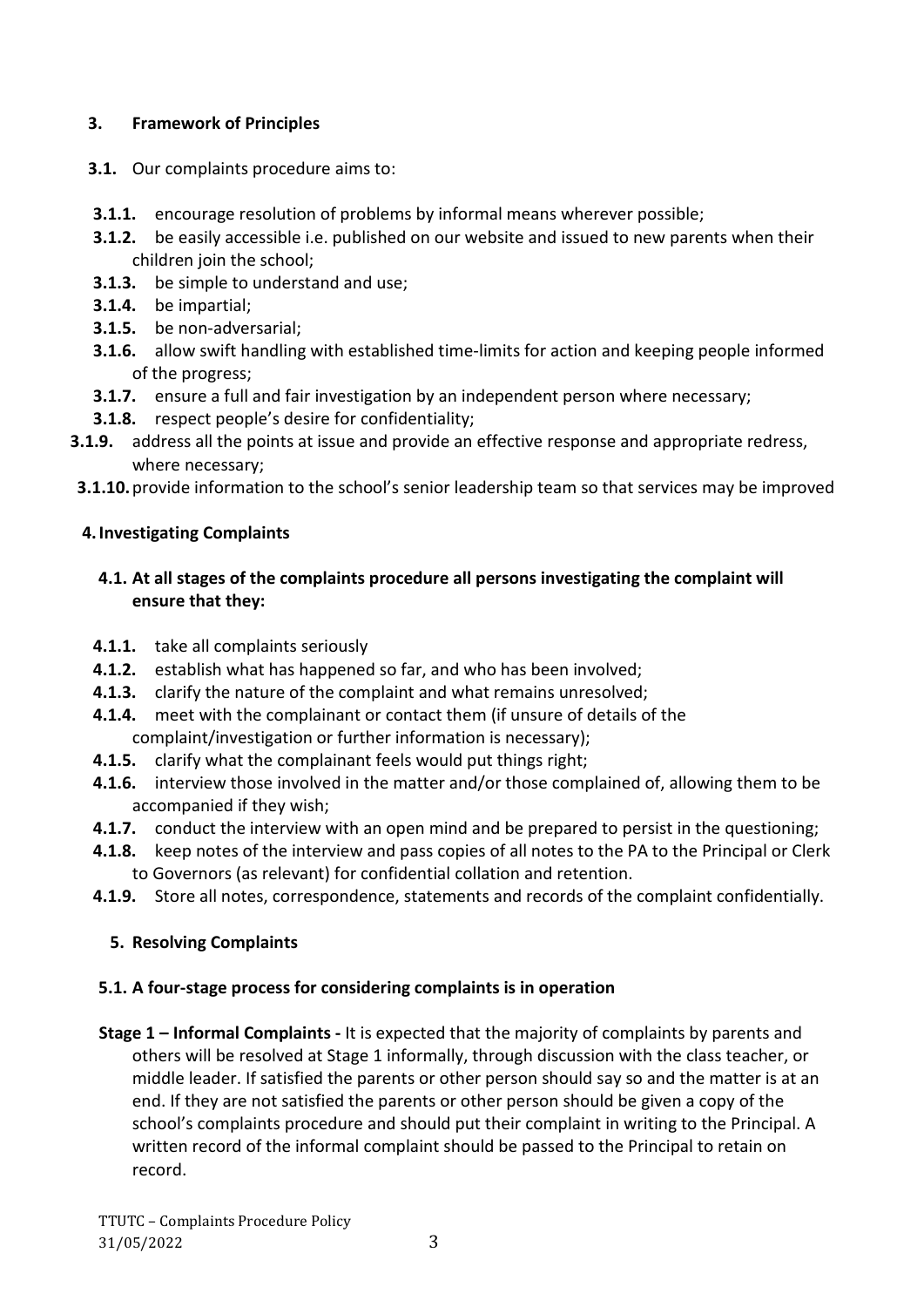## 3. Framework of Principles

**3.1.** Our complaints procedure aims to:

- **3.1.1.** encourage resolution of problems by informal means wherever possible;
- **3.1.2.** be easily accessible i.e. published on our website and issued to new parents when their children join the school;
- **3.1.3.** be simple to understand and use;
- **3.1.4.** be impartial;
- **3.1.5.** be non-adversarial;
- **3.1.6.** allow swift handling with established time-limits for action and keeping people informed of the progress;
- **3.1.7.** ensure a full and fair investigation by an independent person where necessary;
- **3.1.8.** respect people's desire for confidentiality;
- **3.1.9.** address all the points at issue and provide an effective response and appropriate redress, where necessary;
- **3.1.10.** provide information to the school's senior leadership team so that services may be improved

## 4. Investigating Complaints

**4.1. At all stages of the complaints procedure all persons investigating the complaint will ensure that they:**

- **4.1.1.** take all complaints seriously
- **4.1.2.** establish what has happened so far, and who has been involved;
- **4.1.3.** clarify the nature of the complaint and what remains unresolved;
- **4.1.4.** meet with the complainant or contact them (if unsure of details of the complaint/investigation or further information is necessary);
- **4.1.5.** clarify what the complainant feels would put things right;
- **4.1.6.** interview those involved in the matter and/or those complained of, allowing them to be accompanied if they wish;
- **4.1.7.** conduct the interview with an open mind and be prepared to persist in the questioning;
- **4.1.8.** keep notes of the interview and pass copies of all notes to the PA to the Principal or Clerk to Governors (as relevant) for confidential collation and retention.
- **4.1.9.** Store all notes, correspondence, statements and records of the complaint confidentially.

## 5. Resolving Complaints

**5.1. A four-stage process for considering complaints is in operation**

**Stage 1 – Informal Complaints -** It is expected that the majority of complaints by parents and others will be resolved at Stage 1 informally, through discussion with the class teacher, or middle leader. If satisfied the parents or other person should say so and the matter is at an end. If they are not satisfied the parents or other person should be given a copy of the school's complaints procedure and should put their complaint in writing to the Principal. A written record of the informal complaint should be passed to the Principal to retain on record.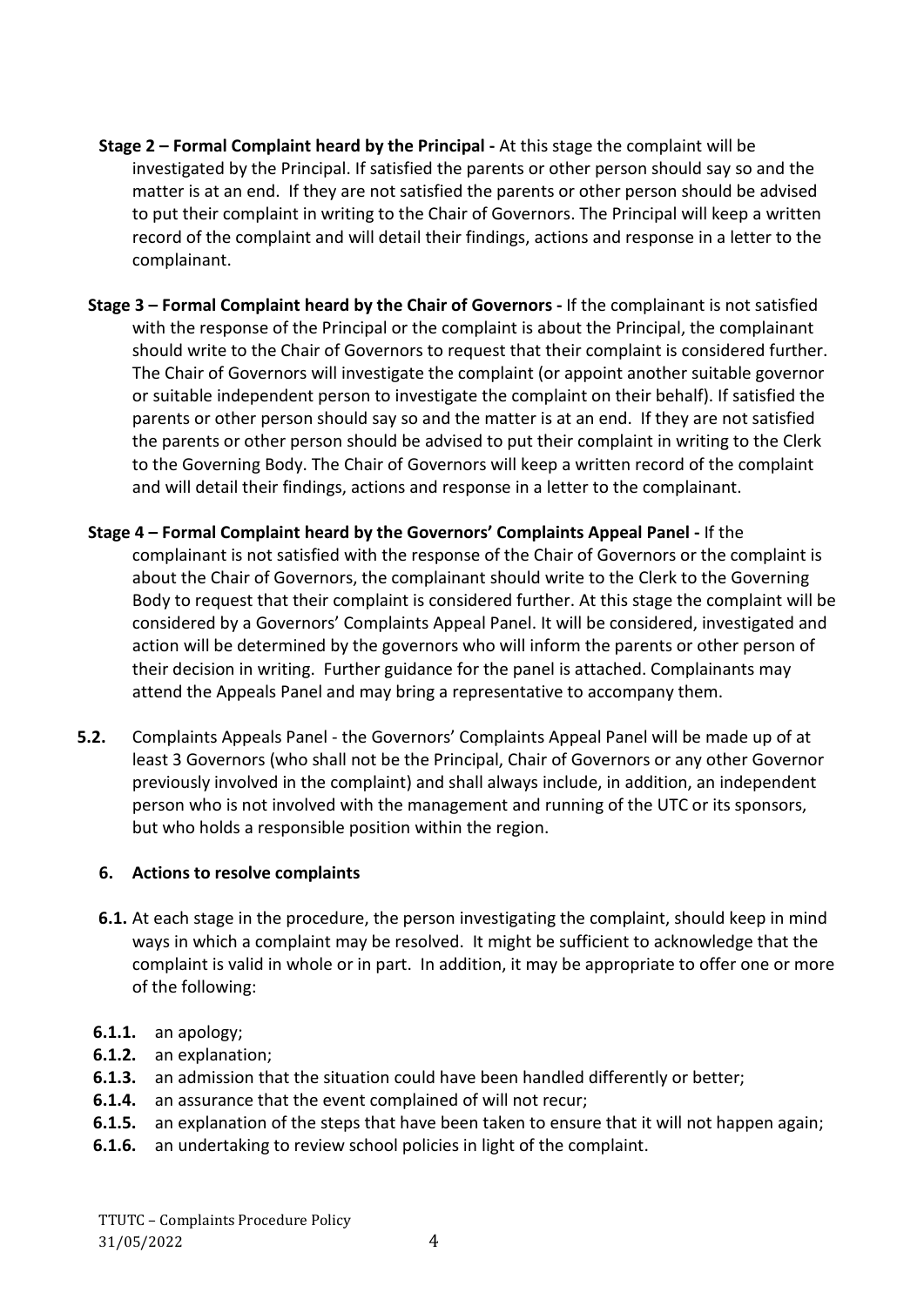**Stage 2 – Formal Complaint heard by the Principal -** At this stage the complaint will be investigated by the Principal. If satisfied the parents or other person should say so and the matter is at an end. If they are not satisfied the parents or other person should be advised to put their complaint in writing to the Chair of Governors. The Principal will keep a written record of the complaint and will detail their findings, actions and response in a letter to the complainant.

**Stage 3 – Formal Complaint heard by the Chair of Governors -** If the complainant is not satisfied with the response of the Principal or the complaint is about the Principal, the complainant should write to the Chair of Governors to request that their complaint is considered further. The Chair of Governors will investigate the complaint (or appoint another suitable governor or suitable independent person to investigate the complaint on their behalf). If satisfied the parents or other person should say so and the matter is at an end. If they are not satisfied the parents or other person should be advised to put their complaint in writing to the Clerk to the Governing Body. The Chair of Governors will keep a written record of the complaint and will detail their findings, actions and response in a letter to the complainant.

**Stage 4 – Formal Complaint heard by the Governors' Complaints Appeal Panel -** If the complainant is not satisfied with the response of the Chair of Governors or the complaint is about the Chair of Governors, the complainant should write to the Clerk to the Governing Body to request that their complaint is considered further. At this stage the complaint will be considered by a Governors' Complaints Appeal Panel. It will be considered, investigated and action will be determined by the governors who will inform the parents or other person of their decision in writing. Further guidance for the panel is attached. Complainants may attend the Appeals Panel and may bring a representative to accompany them.

**5.2.** Complaints Appeals Panel - the Governors' Complaints Appeal Panel will be made up of at least 3 Governors (who shall not be the Principal, Chair of Governors or any other Governor previously involved in the complaint) and shall always include, in addition, an independent person who is not involved with the management and running of the UTC or its sponsors, but who holds a responsible position within the region.

## 6. Actions to resolve complaints

**6.1.** At each stage in the procedure, the person investigating the complaint, should keep in mind ways in which a complaint may be resolved. It might be sufficient to acknowledge that the complaint is valid in whole or in part. In addition, it may be appropriate to offer one or more of the following:

**6.1.1.** an apology;
**6.1.2.** an explanation;
**6.1.3.** an admission that the situation could have been handled differently or better;
**6.1.4.** an assurance that the event complained of will not recur;
**6.1.5.** an explanation of the steps that have been taken to ensure that it will not happen again;
**6.1.6.** an undertaking to review school policies in light of the complaint.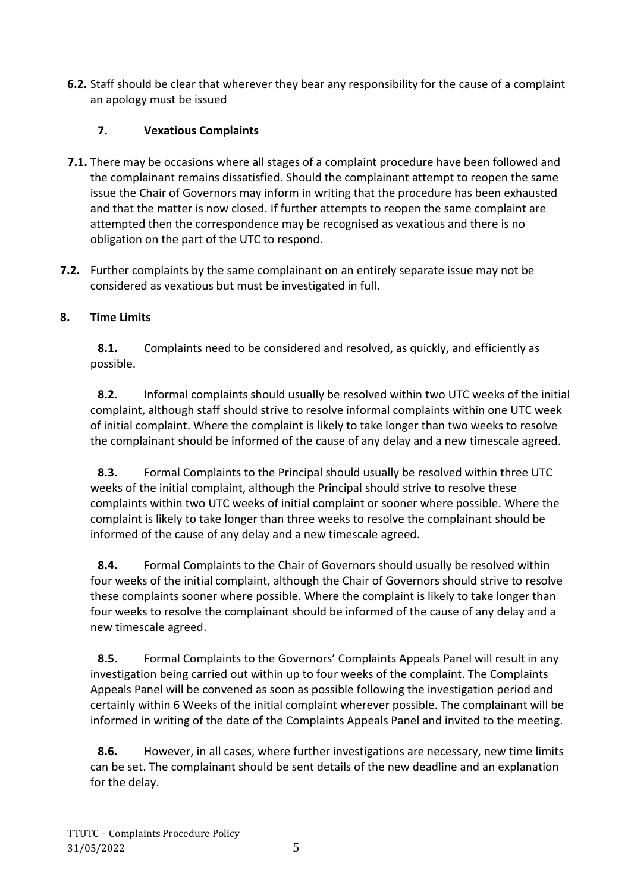**6.2.** Staff should be clear that wherever they bear any responsibility for the cause of a complaint an apology must be issued

## 7. Vexatious Complaints

**7.1.** There may be occasions where all stages of a complaint procedure have been followed and the complainant remains dissatisfied. Should the complainant attempt to reopen the same issue the Chair of Governors may inform in writing that the procedure has been exhausted and that the matter is now closed. If further attempts to reopen the same complaint are attempted then the correspondence may be recognised as vexatious and there is no obligation on the part of the UTC to respond.

**7.2.** Further complaints by the same complainant on an entirely separate issue may not be considered as vexatious but must be investigated in full.

## 8. Time Limits

**8.1.** Complaints need to be considered and resolved, as quickly, and efficiently as possible.

**8.2.** Informal complaints should usually be resolved within two UTC weeks of the initial complaint, although staff should strive to resolve informal complaints within one UTC week of initial complaint. Where the complaint is likely to take longer than two weeks to resolve the complainant should be informed of the cause of any delay and a new timescale agreed.

**8.3.** Formal Complaints to the Principal should usually be resolved within three UTC weeks of the initial complaint, although the Principal should strive to resolve these complaints within two UTC weeks of initial complaint or sooner where possible. Where the complaint is likely to take longer than three weeks to resolve the complainant should be informed of the cause of any delay and a new timescale agreed.

**8.4.** Formal Complaints to the Chair of Governors should usually be resolved within four weeks of the initial complaint, although the Chair of Governors should strive to resolve these complaints sooner where possible. Where the complaint is likely to take longer than four weeks to resolve the complainant should be informed of the cause of any delay and a new timescale agreed.

**8.5.** Formal Complaints to the Governors' Complaints Appeals Panel will result in any investigation being carried out within up to four weeks of the complaint. The Complaints Appeals Panel will be convened as soon as possible following the investigation period and certainly within 6 Weeks of the initial complaint wherever possible. The complainant will be informed in writing of the date of the Complaints Appeals Panel and invited to the meeting.

**8.6.** However, in all cases, where further investigations are necessary, new time limits can be set. The complainant should be sent details of the new deadline and an explanation for the delay.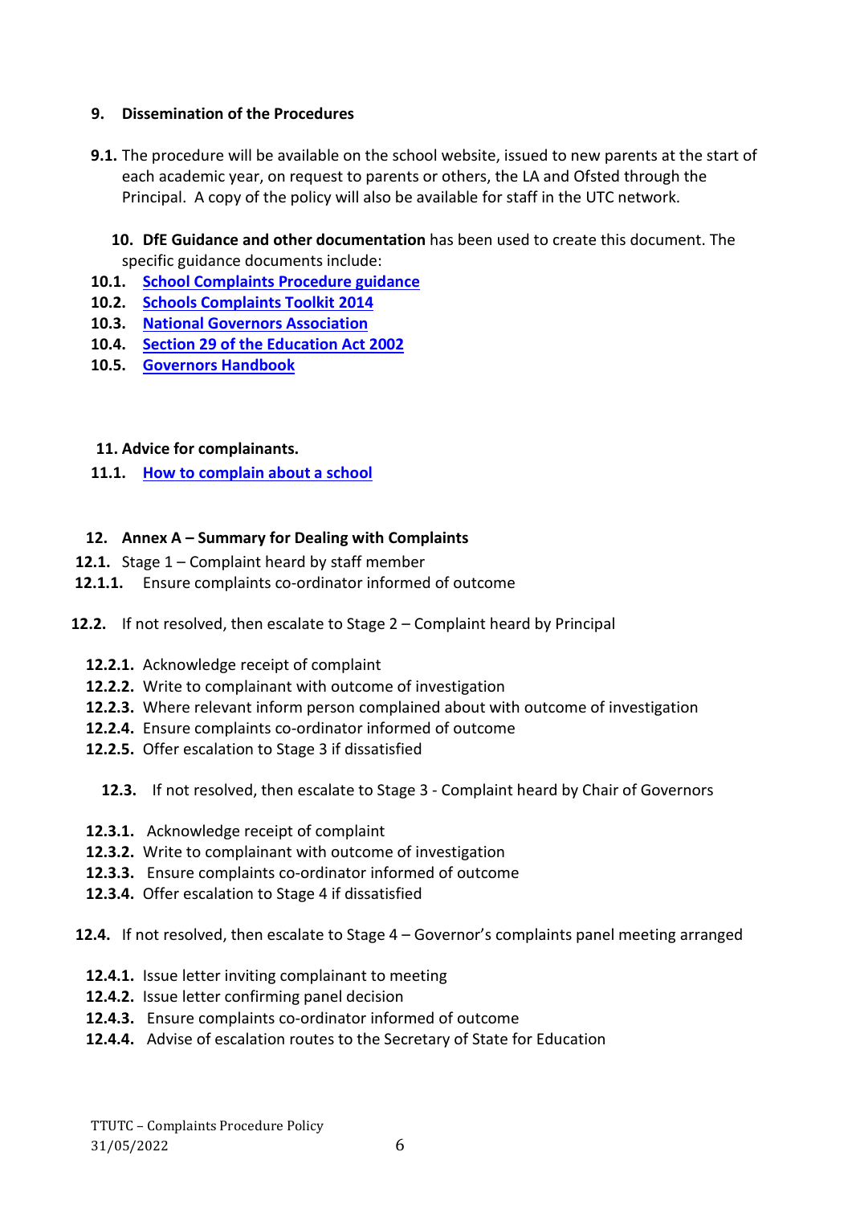## 9. Dissemination of the Procedures

**9.1.** The procedure will be available on the school website, issued to new parents at the start of each academic year, on request to parents or others, the LA and Ofsted through the Principal. A copy of the policy will also be available for staff in the UTC network.

**10. DfE Guidance and other documentation** has been used to create this document. The specific guidance documents include:

**10.1.** **School Complaints Procedure guidance**
**10.2.** **Schools Complaints Toolkit 2014**
**10.3.** **National Governors Association**
**10.4.** **Section 29 of the Education Act 2002**
**10.5.** **Governors Handbook**

## 11. Advice for complainants.

**11.1.** **How to complain about a school**

## 12. Annex A – Summary for Dealing with Complaints

**12.1.** Stage 1 – Complaint heard by staff member

**12.1.1.** Ensure complaints co-ordinator informed of outcome

**12.2.** If not resolved, then escalate to Stage 2 – Complaint heard by Principal

**12.2.1.** Acknowledge receipt of complaint
**12.2.2.** Write to complainant with outcome of investigation
**12.2.3.** Where relevant inform person complained about with outcome of investigation
**12.2.4.** Ensure complaints co-ordinator informed of outcome
**12.2.5.** Offer escalation to Stage 3 if dissatisfied

**12.3.** If not resolved, then escalate to Stage 3 - Complaint heard by Chair of Governors

**12.3.1.** Acknowledge receipt of complaint
**12.3.2.** Write to complainant with outcome of investigation
**12.3.3.** Ensure complaints co-ordinator informed of outcome
**12.3.4.** Offer escalation to Stage 4 if dissatisfied

**12.4.** If not resolved, then escalate to Stage 4 – Governor's complaints panel meeting arranged

**12.4.1.** Issue letter inviting complainant to meeting
**12.4.2.** Issue letter confirming panel decision
**12.4.3.** Ensure complaints co-ordinator informed of outcome
**12.4.4.** Advise of escalation routes to the Secretary of State for Education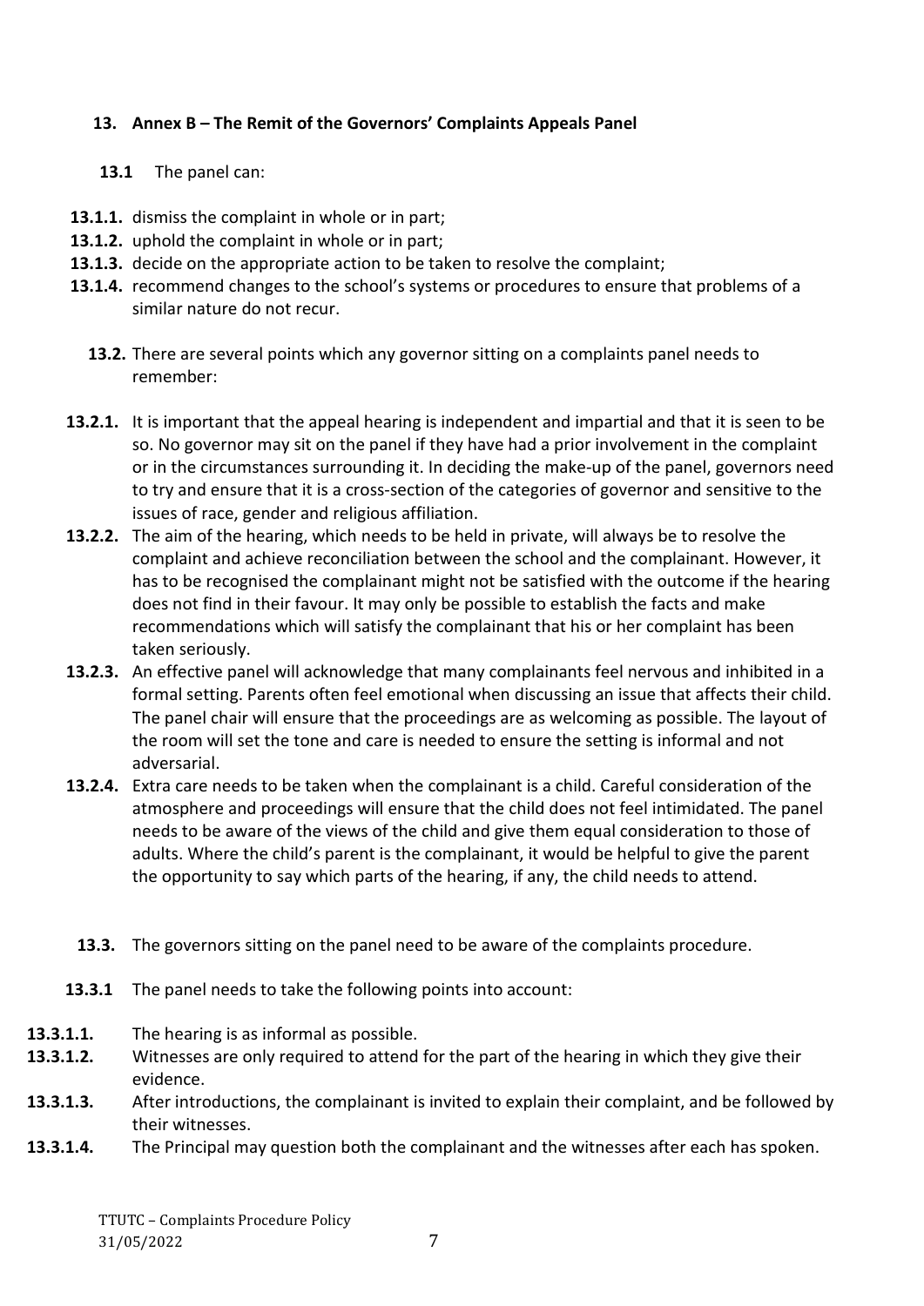## 13. Annex B – The Remit of the Governors' Complaints Appeals Panel

**13.1** The panel can:

**13.1.1.** dismiss the complaint in whole or in part;

**13.1.2.** uphold the complaint in whole or in part;

**13.1.3.** decide on the appropriate action to be taken to resolve the complaint;

**13.1.4.** recommend changes to the school's systems or procedures to ensure that problems of a similar nature do not recur.

**13.2.** There are several points which any governor sitting on a complaints panel needs to remember:

**13.2.1.** It is important that the appeal hearing is independent and impartial and that it is seen to be so. No governor may sit on the panel if they have had a prior involvement in the complaint or in the circumstances surrounding it. In deciding the make-up of the panel, governors need to try and ensure that it is a cross-section of the categories of governor and sensitive to the issues of race, gender and religious affiliation.

**13.2.2.** The aim of the hearing, which needs to be held in private, will always be to resolve the complaint and achieve reconciliation between the school and the complainant. However, it has to be recognised the complainant might not be satisfied with the outcome if the hearing does not find in their favour. It may only be possible to establish the facts and make recommendations which will satisfy the complainant that his or her complaint has been taken seriously.

**13.2.3.** An effective panel will acknowledge that many complainants feel nervous and inhibited in a formal setting. Parents often feel emotional when discussing an issue that affects their child. The panel chair will ensure that the proceedings are as welcoming as possible. The layout of the room will set the tone and care is needed to ensure the setting is informal and not adversarial.

**13.2.4.** Extra care needs to be taken when the complainant is a child. Careful consideration of the atmosphere and proceedings will ensure that the child does not feel intimidated. The panel needs to be aware of the views of the child and give them equal consideration to those of adults. Where the child's parent is the complainant, it would be helpful to give the parent the opportunity to say which parts of the hearing, if any, the child needs to attend.

**13.3.** The governors sitting on the panel need to be aware of the complaints procedure.

**13.3.1** The panel needs to take the following points into account:

**13.3.1.1.** The hearing is as informal as possible.

**13.3.1.2.** Witnesses are only required to attend for the part of the hearing in which they give their evidence.

**13.3.1.3.** After introductions, the complainant is invited to explain their complaint, and be followed by their witnesses.

**13.3.1.4.** The Principal may question both the complainant and the witnesses after each has spoken.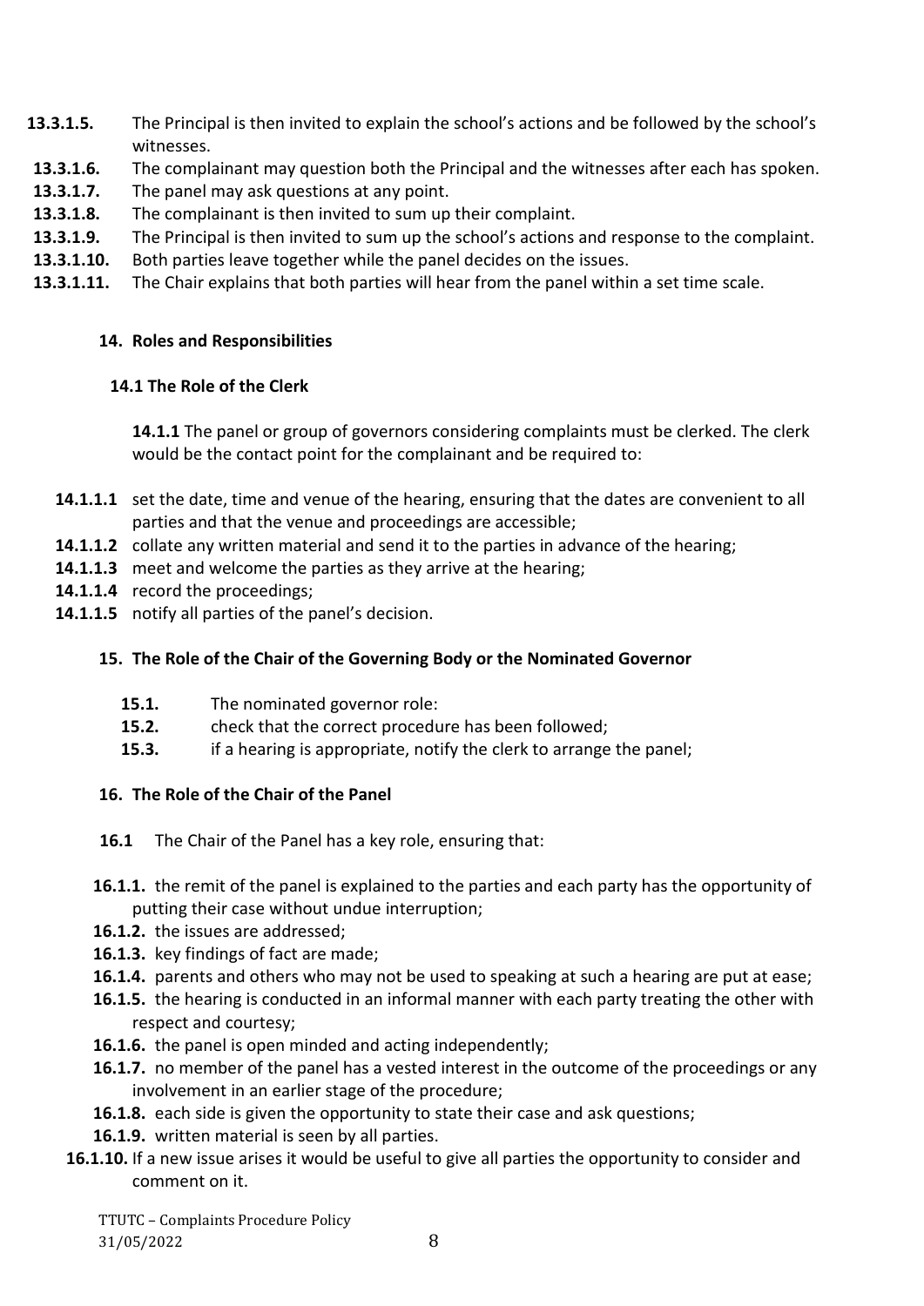**13.3.1.5.** The Principal is then invited to explain the school's actions and be followed by the school's witnesses.

**13.3.1.6.** The complainant may question both the Principal and the witnesses after each has spoken.

**13.3.1.7.** The panel may ask questions at any point.

**13.3.1.8.** The complainant is then invited to sum up their complaint.

**13.3.1.9.** The Principal is then invited to sum up the school's actions and response to the complaint.

**13.3.1.10.** Both parties leave together while the panel decides on the issues.

**13.3.1.11.** The Chair explains that both parties will hear from the panel within a set time scale.

## 14. Roles and Responsibilities

### 14.1 The Role of the Clerk

**14.1.1** The panel or group of governors considering complaints must be clerked. The clerk would be the contact point for the complainant and be required to:

**14.1.1.1** set the date, time and venue of the hearing, ensuring that the dates are convenient to all parties and that the venue and proceedings are accessible;

**14.1.1.2** collate any written material and send it to the parties in advance of the hearing;

**14.1.1.3** meet and welcome the parties as they arrive at the hearing;

**14.1.1.4** record the proceedings;

**14.1.1.5** notify all parties of the panel's decision.

## 15. The Role of the Chair of the Governing Body or the Nominated Governor

**15.1.** The nominated governor role:

**15.2.** check that the correct procedure has been followed;

**15.3.** if a hearing is appropriate, notify the clerk to arrange the panel;

## 16. The Role of the Chair of the Panel

**16.1** The Chair of the Panel has a key role, ensuring that:

**16.1.1.** the remit of the panel is explained to the parties and each party has the opportunity of putting their case without undue interruption;

**16.1.2.** the issues are addressed;

**16.1.3.** key findings of fact are made;

**16.1.4.** parents and others who may not be used to speaking at such a hearing are put at ease;

**16.1.5.** the hearing is conducted in an informal manner with each party treating the other with respect and courtesy;

**16.1.6.** the panel is open minded and acting independently;

**16.1.7.** no member of the panel has a vested interest in the outcome of the proceedings or any involvement in an earlier stage of the procedure;

**16.1.8.** each side is given the opportunity to state their case and ask questions;

**16.1.9.** written material is seen by all parties.

**16.1.10.** If a new issue arises it would be useful to give all parties the opportunity to consider and comment on it.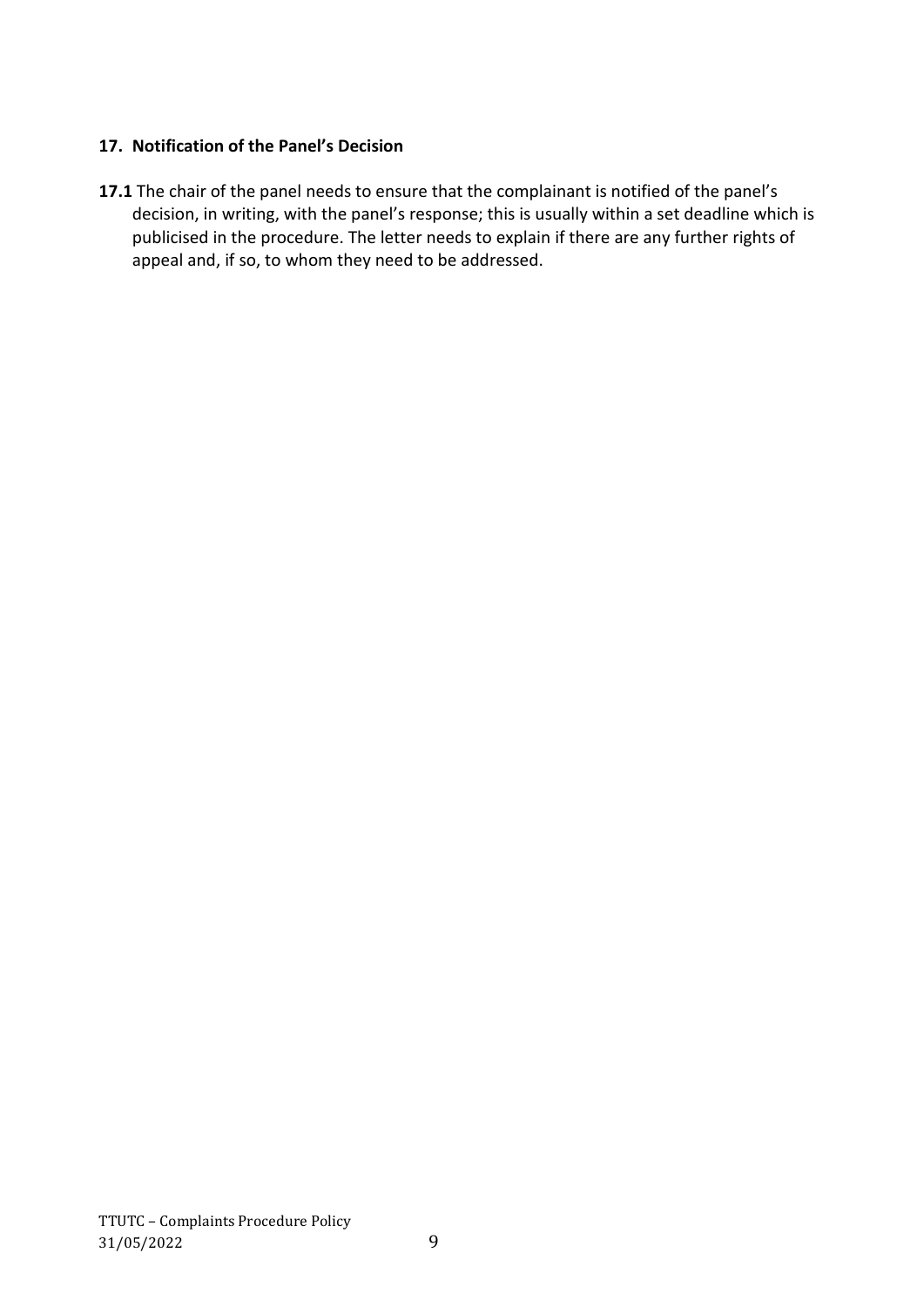## 17. Notification of the Panel's Decision

**17.1** The chair of the panel needs to ensure that the complainant is notified of the panel's decision, in writing, with the panel's response; this is usually within a set deadline which is publicised in the procedure. The letter needs to explain if there are any further rights of appeal and, if so, to whom they need to be addressed.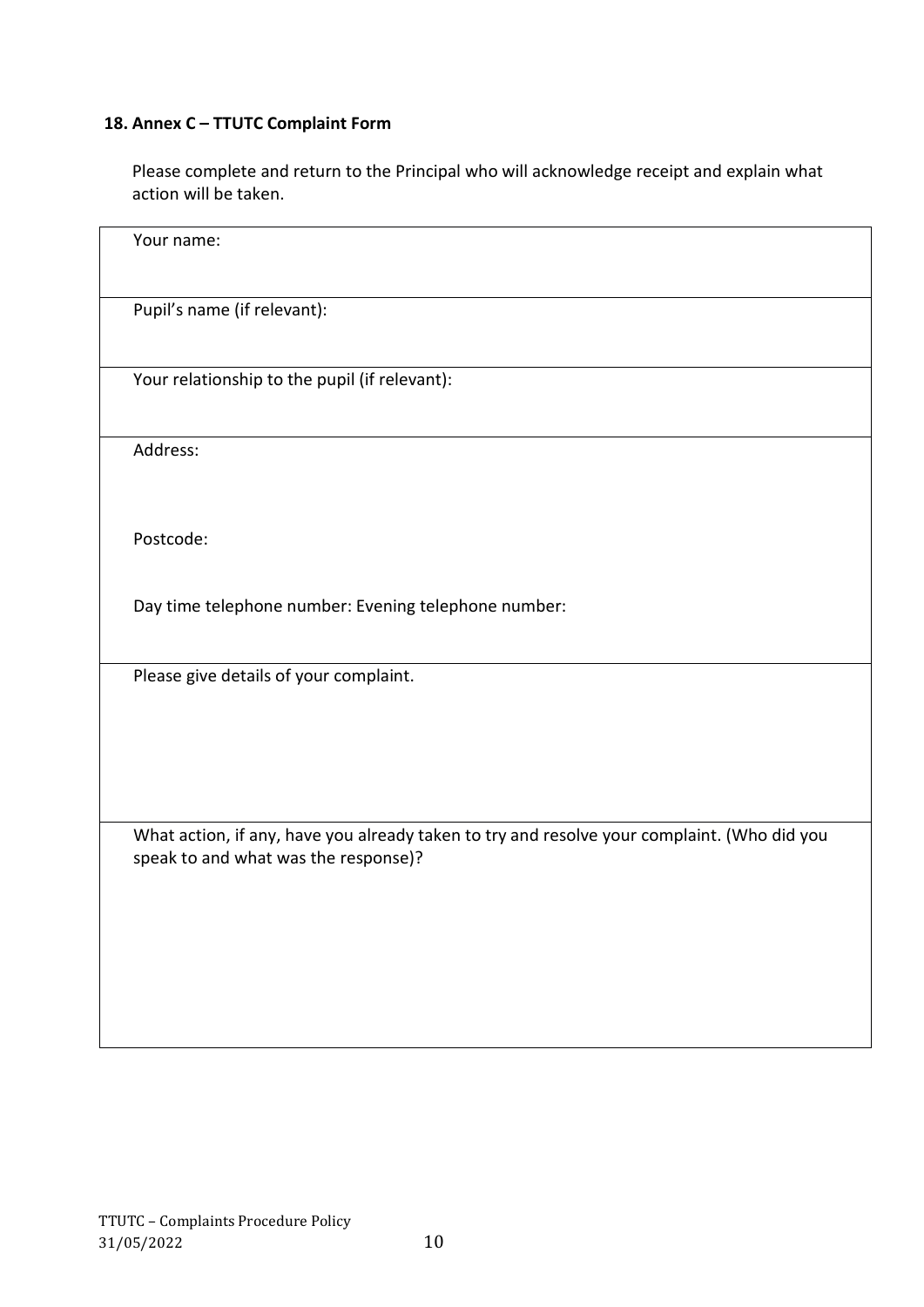## 18. Annex C – TTUTC Complaint Form

Please complete and return to the Principal who will acknowledge receipt and explain what action will be taken.

| Your name: |
|---|
| Pupil's name (if relevant): |
| Your relationship to the pupil (if relevant): |
| Address:<br><br>Postcode:<br><br>Day time telephone number: Evening telephone number: |
| Please give details of your complaint. |
| What action, if any, have you already taken to try and resolve your complaint. (Who did you speak to and what was the response)? |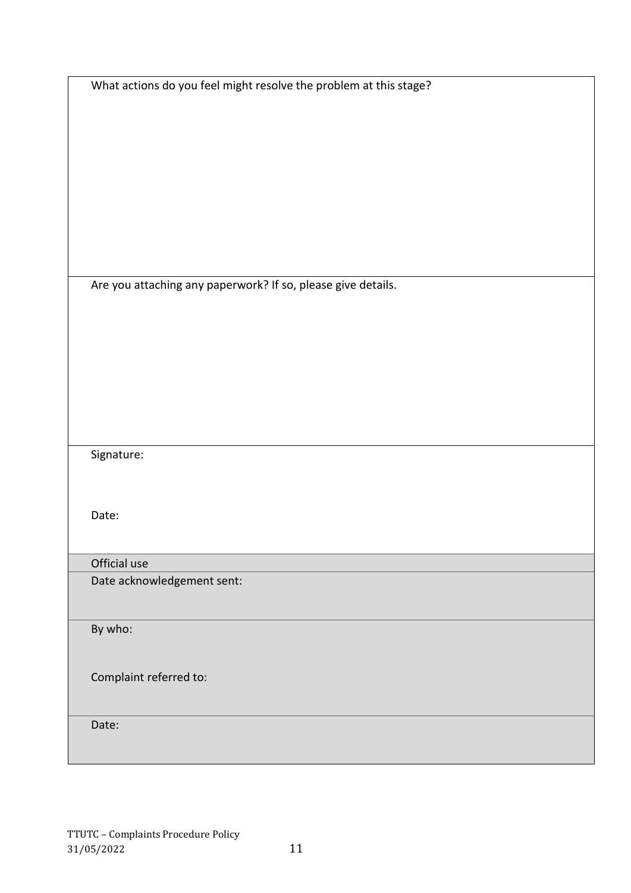| |
|---|
| What actions do you feel might resolve the problem at this stage? |
| Are you attaching any paperwork? If so, please give details. |
| Signature:<br><br>Date: |
| Official use |
| Date acknowledgement sent: |
| By who:<br><br>Complaint referred to: |
| Date: |